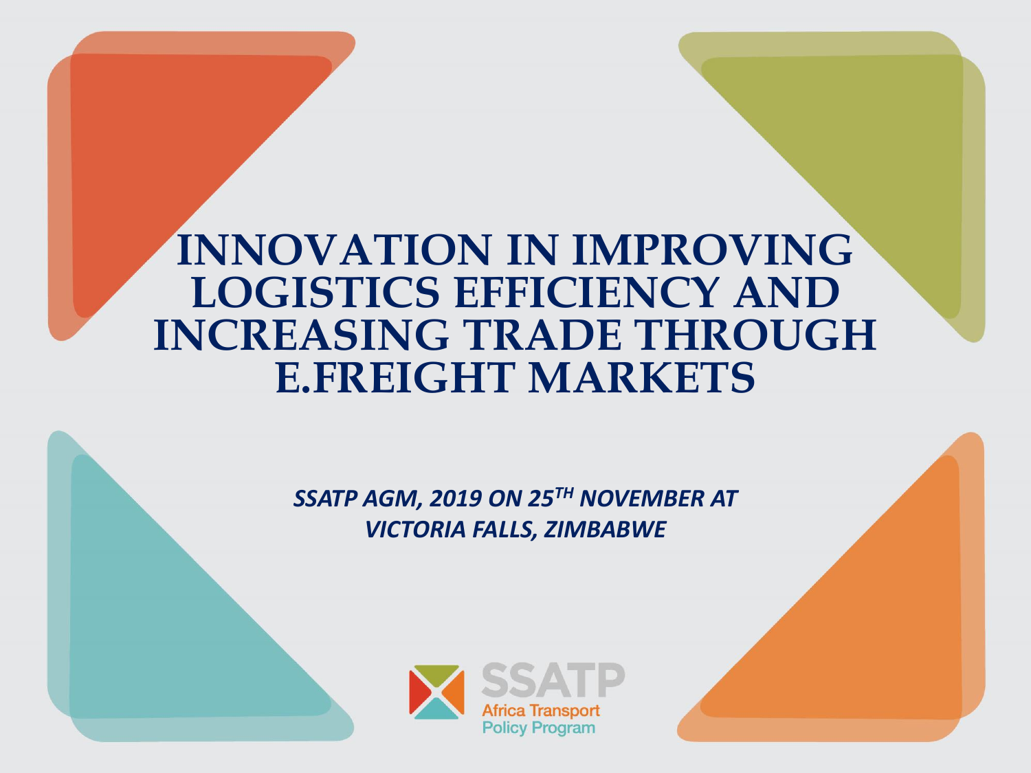# INNOVATION IN IMPROVING LOGISTICS EFFICIENCY AND INCREASING TRADE THROUGH E.FREIGHT MARKETS

*SSATP AGM, 2019 ON 25TH NOVEMBER AT VICTORIA FALLS, ZIMBABWE*

SSATP
Africa Transport
Policy Program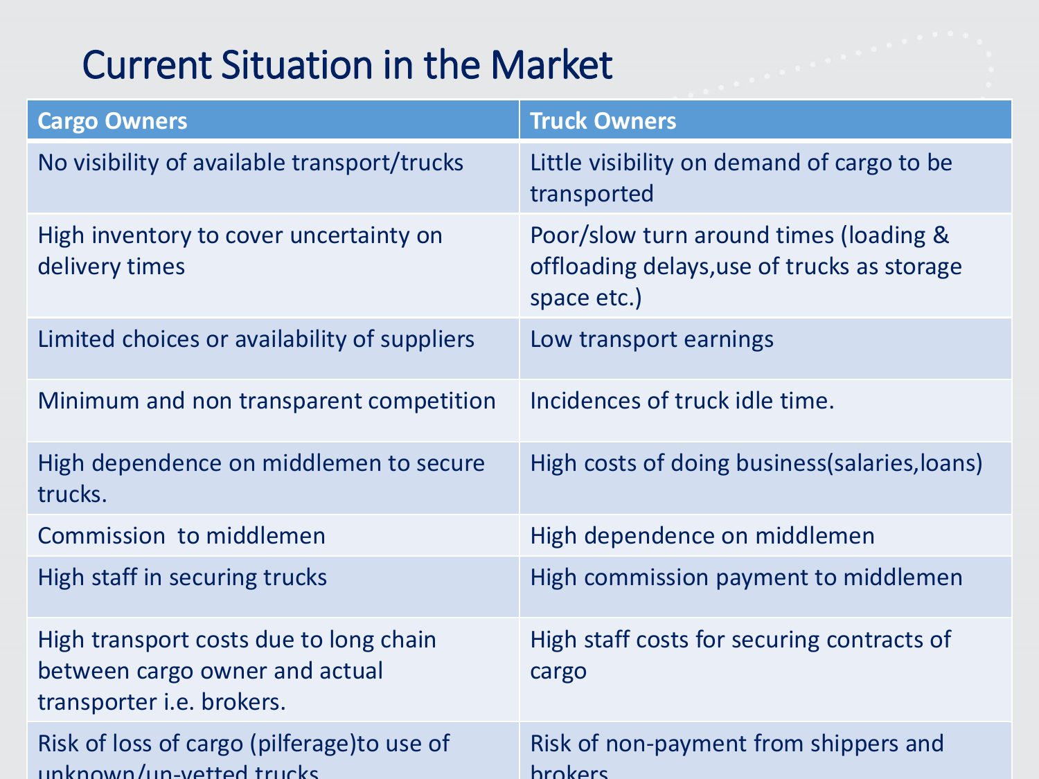# Current Situation in the Market

| Cargo Owners | Truck Owners |
| --- | --- |
| No visibility of available transport/trucks | Little visibility on demand of cargo to be transported |
| High inventory to cover uncertainty on delivery times | Poor/slow turn around times (loading & offloading delays,use of trucks as storage space etc.) |
| Limited choices or availability of suppliers | Low transport earnings |
| Minimum and non transparent competition | Incidences of truck idle time. |
| High dependence on middlemen to secure trucks. | High costs of doing business(salaries,loans) |
| Commission to middlemen | High dependence on middlemen |
| High staff in securing trucks | High commission payment to middlemen |
| High transport costs due to long chain between cargo owner and actual transporter i.e. brokers. | High staff costs for securing contracts of cargo |
| Risk of loss of cargo (pilferage)to use of unknown/un-vetted trucks | Risk of non-payment from shippers and brokers |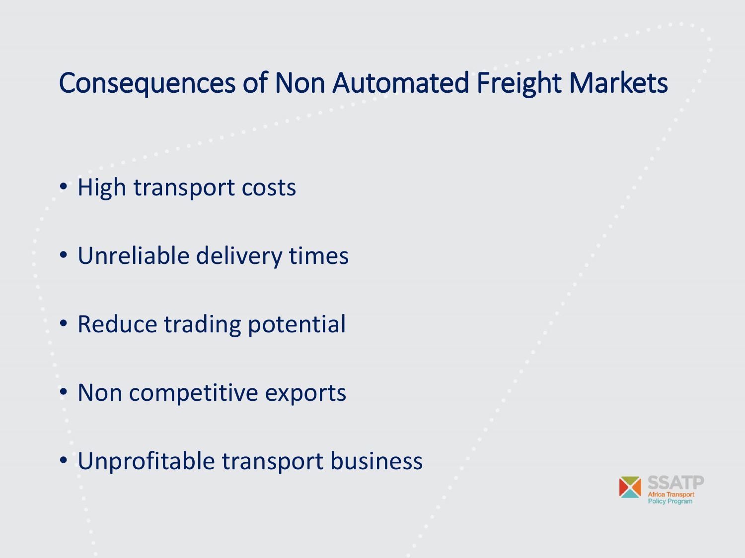# Consequences of Non Automated Freight Markets

- High transport costs
- Unreliable delivery times
- Reduce trading potential
- Non competitive exports
- Unprofitable transport business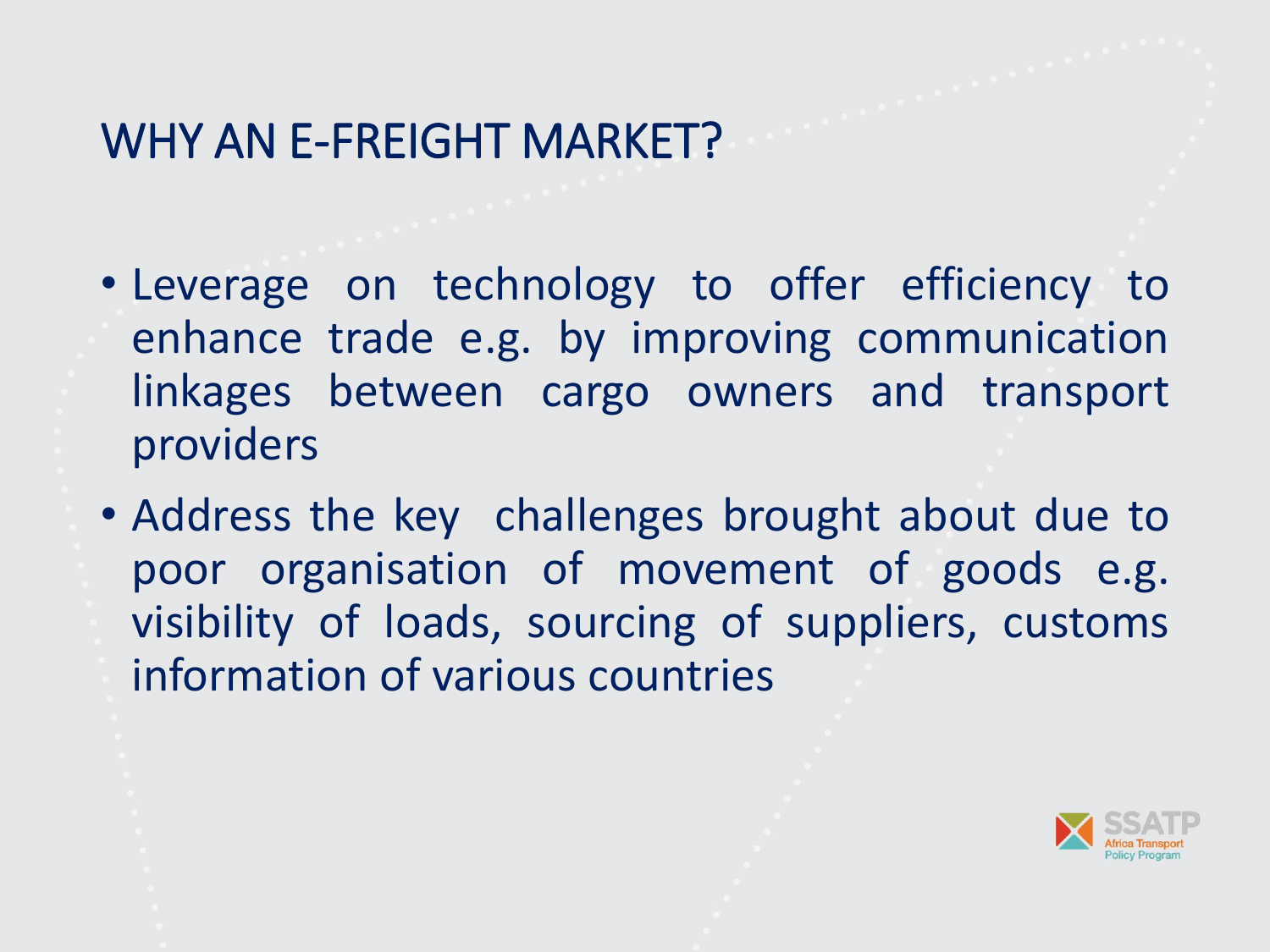# WHY AN E-FREIGHT MARKET?

- Leverage on technology to offer efficiency to enhance trade e.g. by improving communication linkages between cargo owners and transport providers
- Address the key challenges brought about due to poor organisation of movement of goods e.g. visibility of loads, sourcing of suppliers, customs information of various countries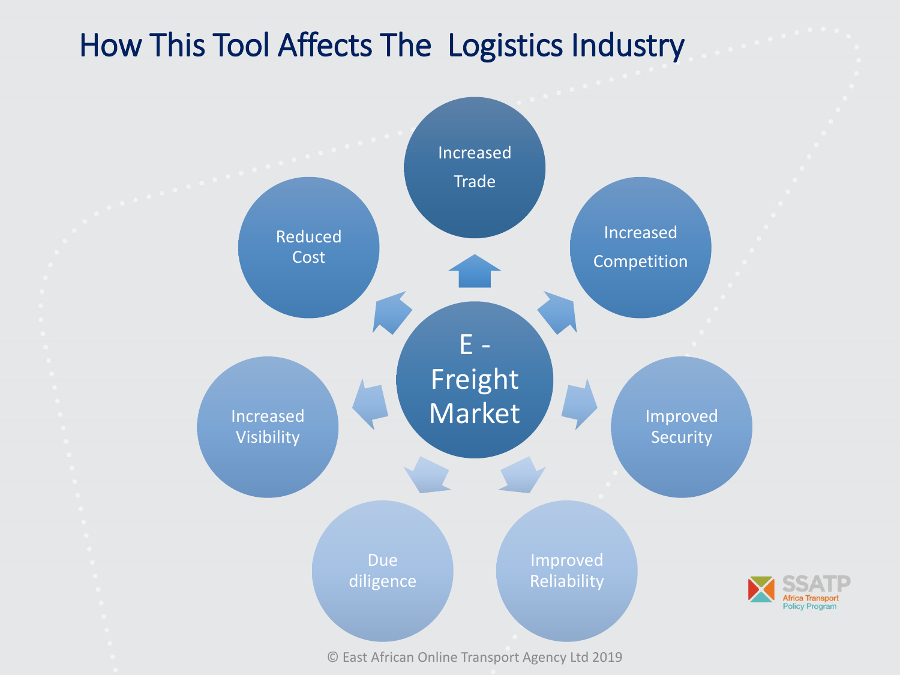# How This Tool Affects The Logistics Industry

**E - Freight Market**

- Increased Trade
- Increased Competition
- Improved Security
- Improved Reliability
- Due diligence
- Increased Visibility
- Reduced Cost

© East African Online Transport Agency Ltd 2019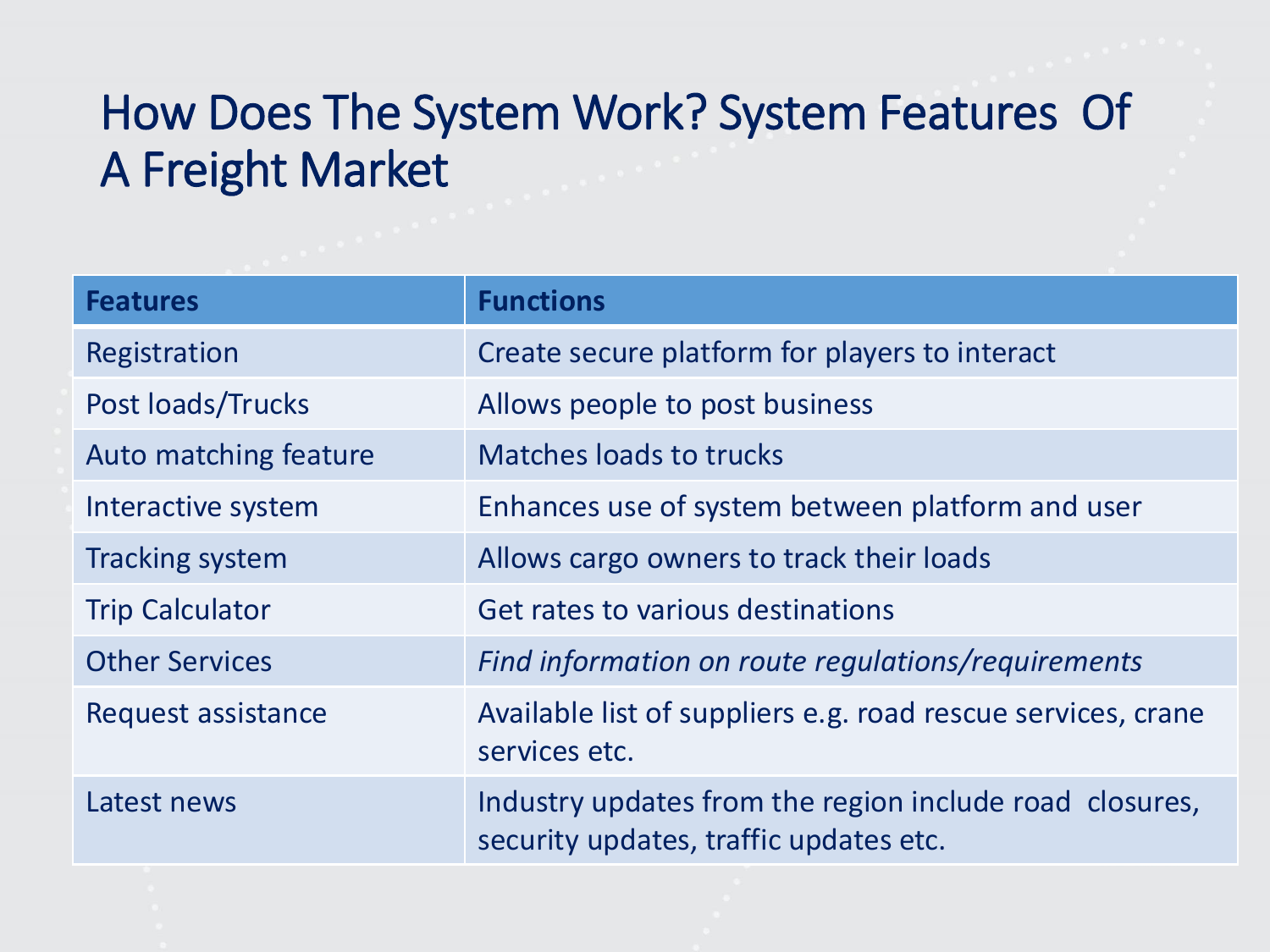# How Does The System Work? System Features Of A Freight Market

| **Features** | **Functions** |
|---|---|
| Registration | Create secure platform for players to interact |
| Post loads/Trucks | Allows people to post business |
| Auto matching feature | Matches loads to trucks |
| Interactive system | Enhances use of system between platform and user |
| Tracking system | Allows cargo owners to track their loads |
| Trip Calculator | Get rates to various destinations |
| Other Services | *Find information on route regulations/requirements* |
| Request assistance | Available list of suppliers e.g. road rescue services, crane services etc. |
| Latest news | Industry updates from the region include road closures, security updates, traffic updates etc. |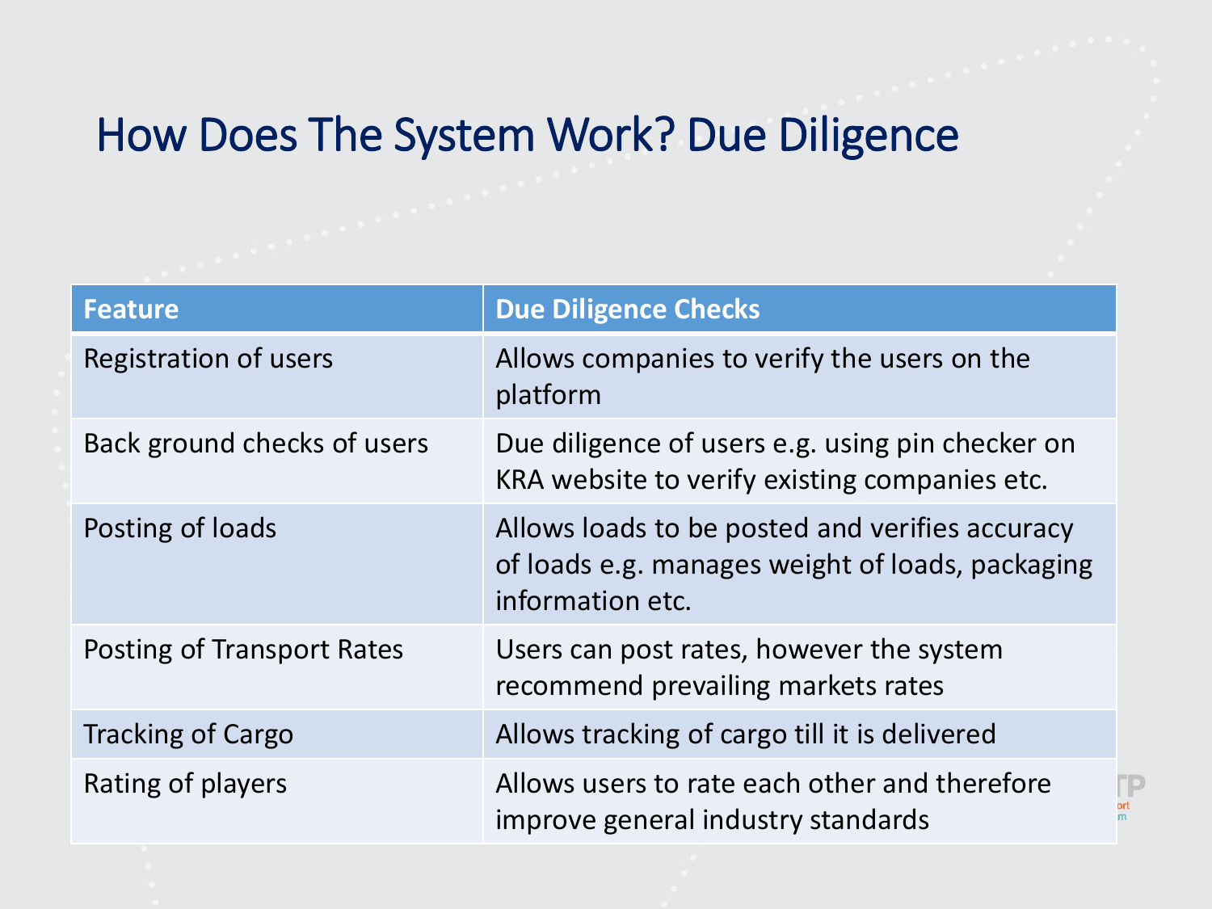# How Does The System Work? Due Diligence

| Feature | Due Diligence Checks |
| --- | --- |
| Registration of users | Allows companies to verify the users on the platform |
| Back ground checks of users | Due diligence of users e.g. using pin checker on KRA website to verify existing companies etc. |
| Posting of loads | Allows loads to be posted and verifies accuracy of loads e.g. manages weight of loads, packaging information etc. |
| Posting of Transport Rates | Users can post rates, however the system recommend prevailing markets rates |
| Tracking of Cargo | Allows tracking of cargo till it is delivered |
| Rating of players | Allows users to rate each other and therefore improve general industry standards |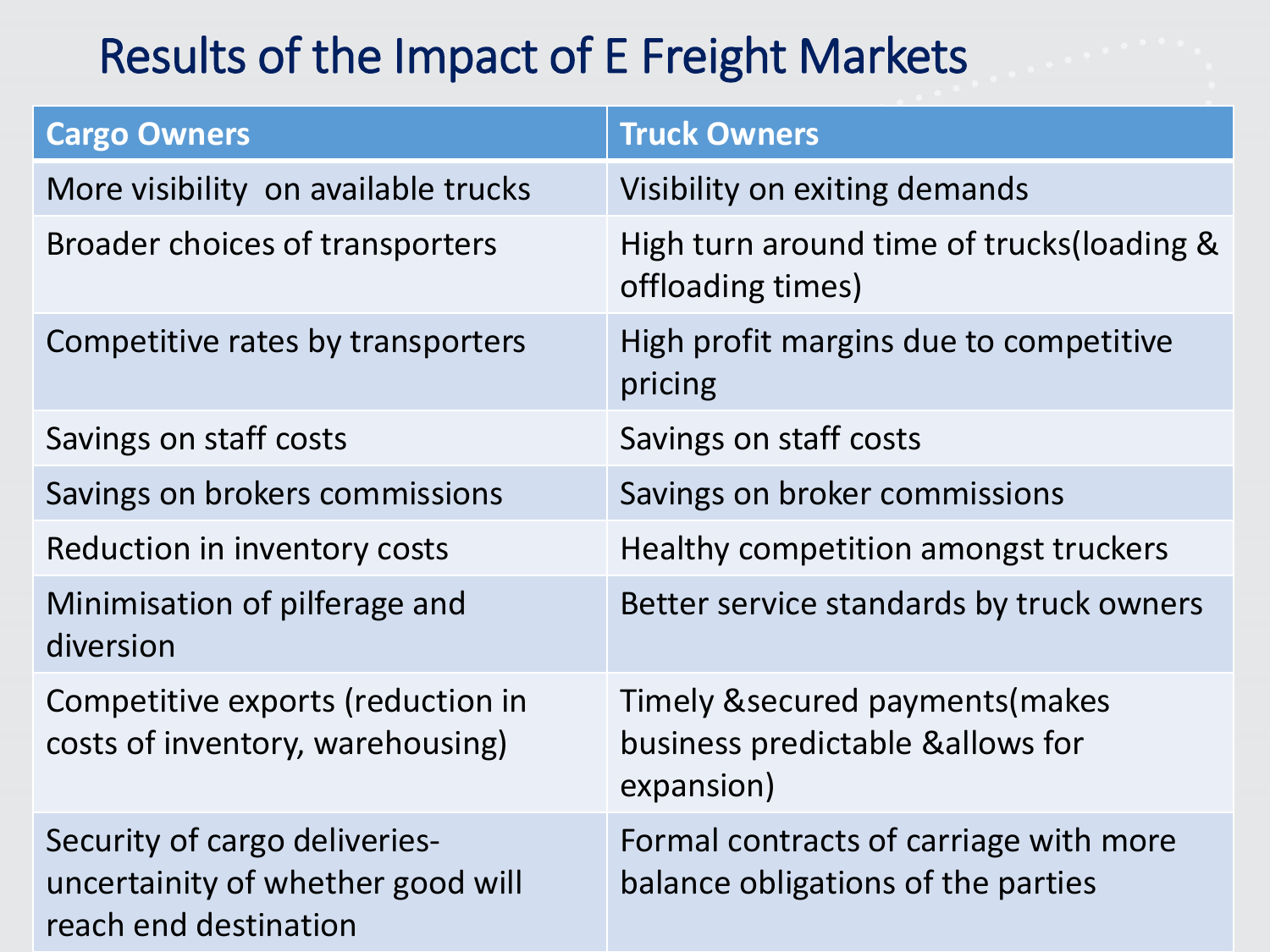# Results of the Impact of E Freight Markets

| Cargo Owners | Truck Owners |
| --- | --- |
| More visibility  on available trucks | Visibility on exiting demands |
| Broader choices of transporters | High turn around time of trucks(loading & offloading times) |
| Competitive rates by transporters | High profit margins due to competitive pricing |
| Savings on staff costs | Savings on staff costs |
| Savings on brokers commissions | Savings on broker commissions |
| Reduction in inventory costs | Healthy competition amongst truckers |
| Minimisation of pilferage and diversion | Better service standards by truck owners |
| Competitive exports (reduction in costs of inventory, warehousing) | Timely &secured payments(makes business predictable &allows for expansion) |
| Security of cargo deliveries-uncertainity of whether good will reach end destination | Formal contracts of carriage with more balance obligations of the parties |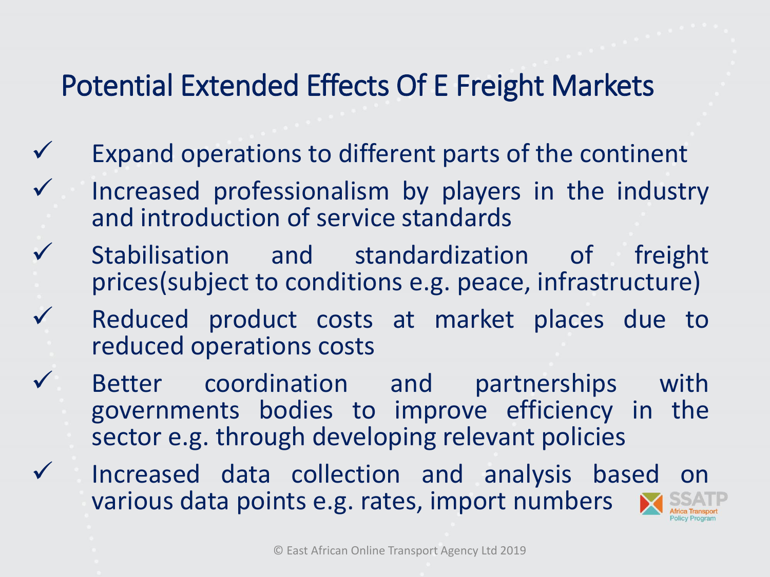# Potential Extended Effects Of E Freight Markets

- ✓ Expand operations to different parts of the continent
- ✓ Increased professionalism by players in the industry and introduction of service standards
- ✓ Stabilisation and standardization of freight prices(subject to conditions e.g. peace, infrastructure)
- ✓ Reduced product costs at market places due to reduced operations costs
- ✓ Better coordination and partnerships with governments bodies to improve efficiency in the sector e.g. through developing relevant policies
- ✓ Increased data collection and analysis based on various data points e.g. rates, import numbers

SSATP Africa Transport Policy Program

© East African Online Transport Agency Ltd 2019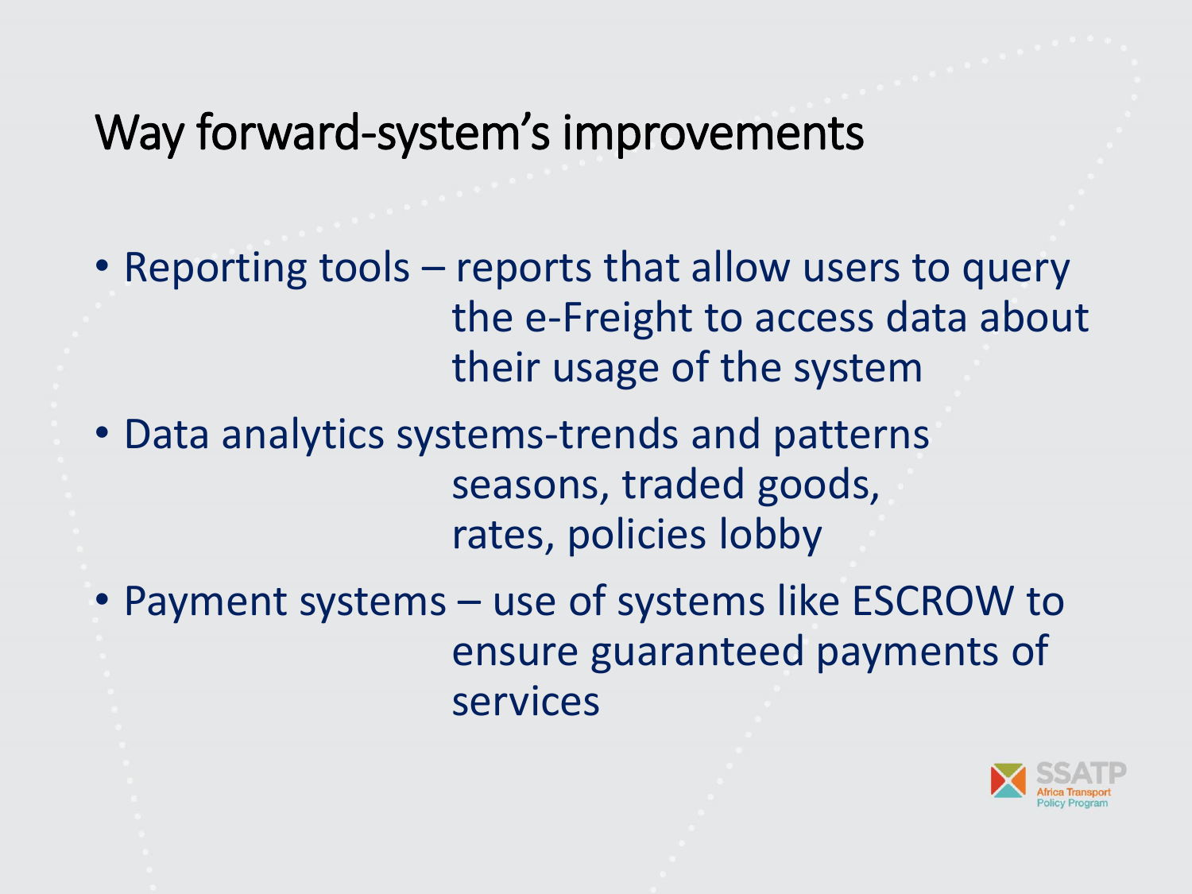# Way forward-system's improvements

- Reporting tools – reports that allow users to query the e-Freight to access data about their usage of the system
- Data analytics systems-trends and patterns seasons, traded goods, rates, policies lobby
- Payment systems – use of systems like ESCROW to ensure guaranteed payments of services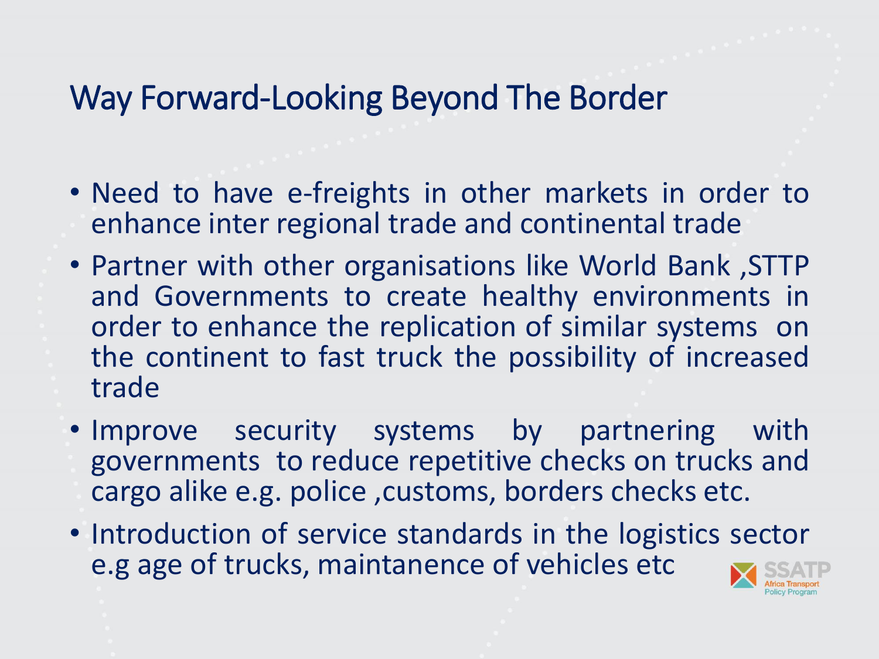# Way Forward-Looking Beyond The Border

- Need to have e-freights in other markets in order to enhance inter regional trade and continental trade
- Partner with other organisations like World Bank ,STTP and Governments to create healthy environments in order to enhance the replication of similar systems on the continent to fast truck the possibility of increased trade
- Improve security systems by partnering with governments to reduce repetitive checks on trucks and cargo alike e.g. police ,customs, borders checks etc.
- Introduction of service standards in the logistics sector e.g age of trucks, maintanence of vehicles etc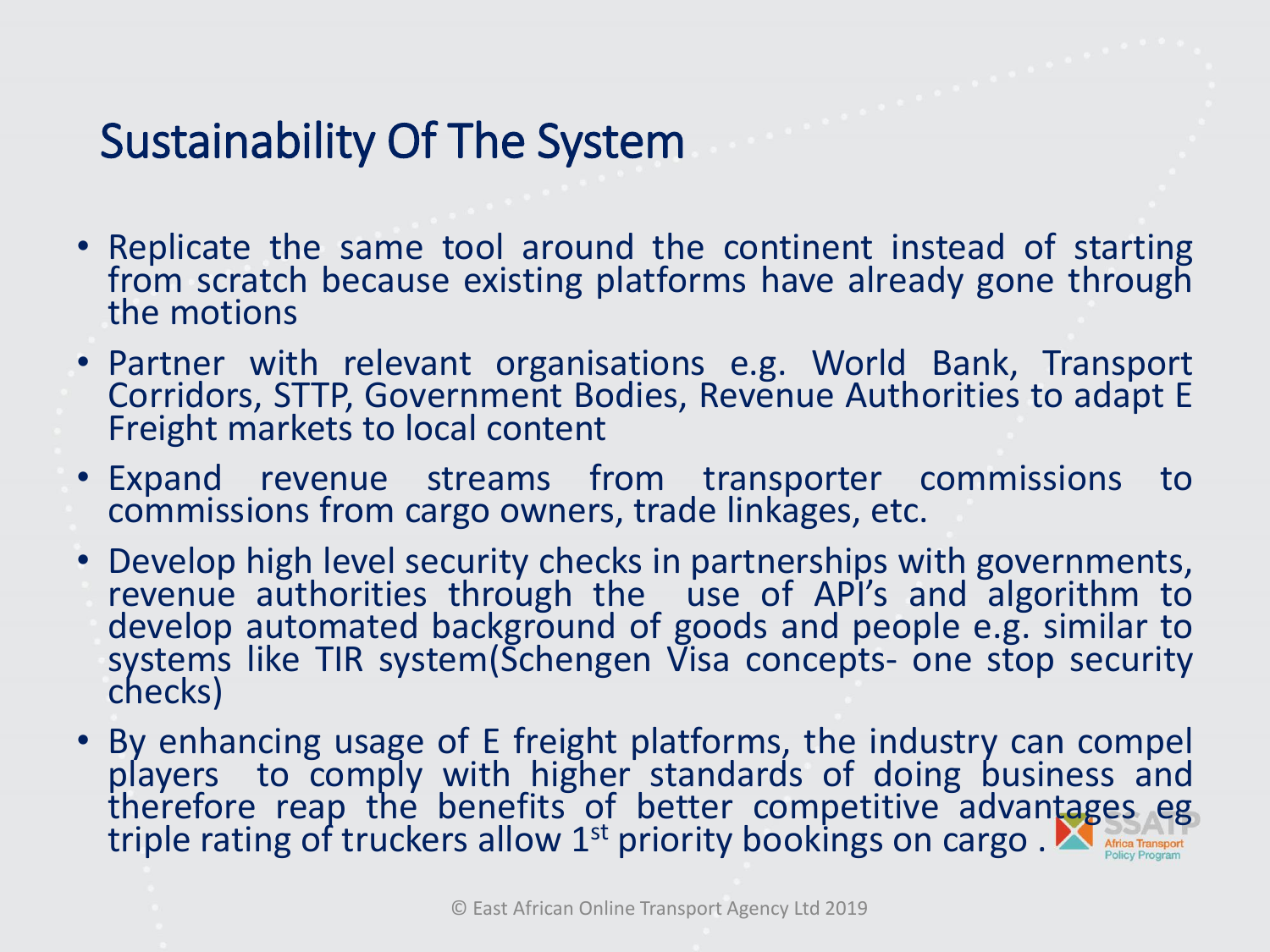# Sustainability Of The System

- Replicate the same tool around the continent instead of starting from scratch because existing platforms have already gone through the motions
- Partner with relevant organisations e.g. World Bank, Transport Corridors, STTP, Government Bodies, Revenue Authorities to adapt E Freight markets to local content
- Expand revenue streams from transporter commissions to commissions from cargo owners, trade linkages, etc.
- Develop high level security checks in partnerships with governments, revenue authorities through the use of API's and algorithm to develop automated background of goods and people e.g. similar to systems like TIR system(Schengen Visa concepts- one stop security checks)
- By enhancing usage of E freight platforms, the industry can compel players to comply with higher standards of doing business and therefore reap the benefits of better competitive advantages eg triple rating of truckers allow 1st priority bookings on cargo .

© East African Online Transport Agency Ltd 2019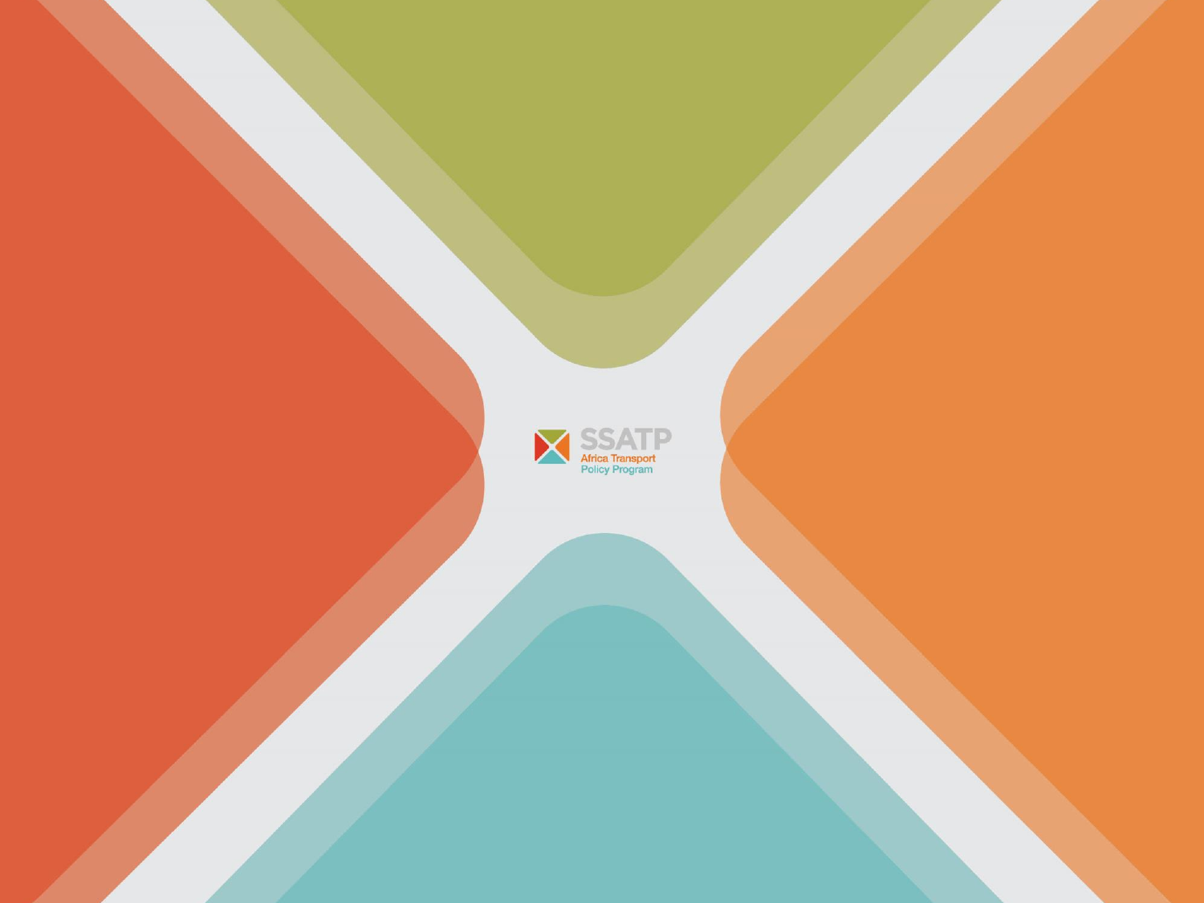SSATP

Africa Transport Policy Program